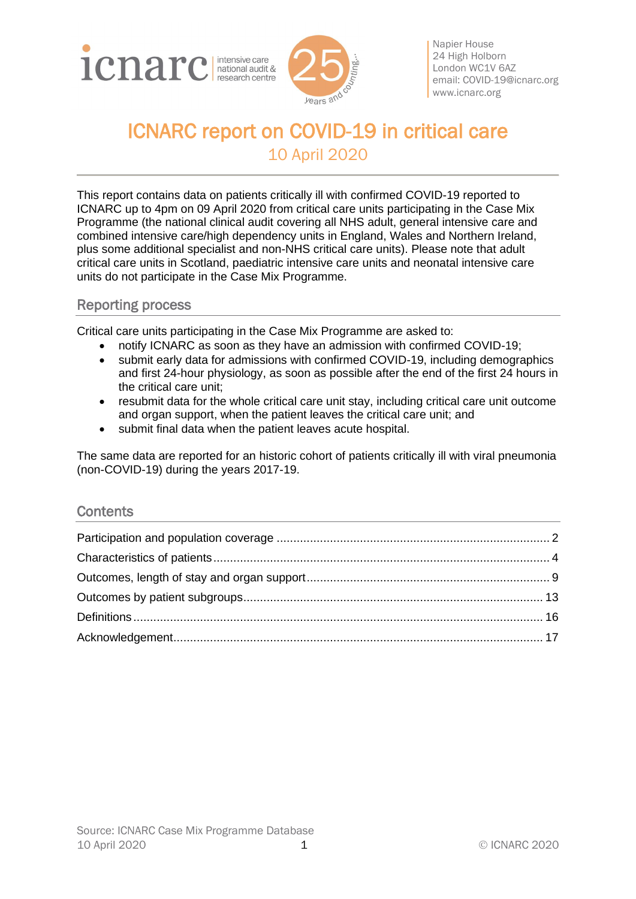icnarc intensive care national audit & research centre

Napier House
24 High Holborn
London WC1V 6AZ
email: COVID-19@icnarc.org
www.icnarc.org

# ICNARC report on COVID-19 in critical care

10 April 2020

This report contains data on patients critically ill with confirmed COVID-19 reported to ICNARC up to 4pm on 09 April 2020 from critical care units participating in the Case Mix Programme (the national clinical audit covering all NHS adult, general intensive care and combined intensive care/high dependency units in England, Wales and Northern Ireland, plus some additional specialist and non-NHS critical care units). Please note that adult critical care units in Scotland, paediatric intensive care units and neonatal intensive care units do not participate in the Case Mix Programme.

## Reporting process

Critical care units participating in the Case Mix Programme are asked to:

- notify ICNARC as soon as they have an admission with confirmed COVID-19;
- submit early data for admissions with confirmed COVID-19, including demographics and first 24-hour physiology, as soon as possible after the end of the first 24 hours in the critical care unit;
- resubmit data for the whole critical care unit stay, including critical care unit outcome and organ support, when the patient leaves the critical care unit; and
- submit final data when the patient leaves acute hospital.

The same data are reported for an historic cohort of patients critically ill with viral pneumonia (non-COVID-19) during the years 2017-19.

## Contents

Participation and population coverage ..... 2
Characteristics of patients ..... 4
Outcomes, length of stay and organ support ..... 9
Outcomes by patient subgroups ..... 13
Definitions ..... 16
Acknowledgement ..... 17

Source: ICNARC Case Mix Programme Database
10 April 2020

© ICNARC 2020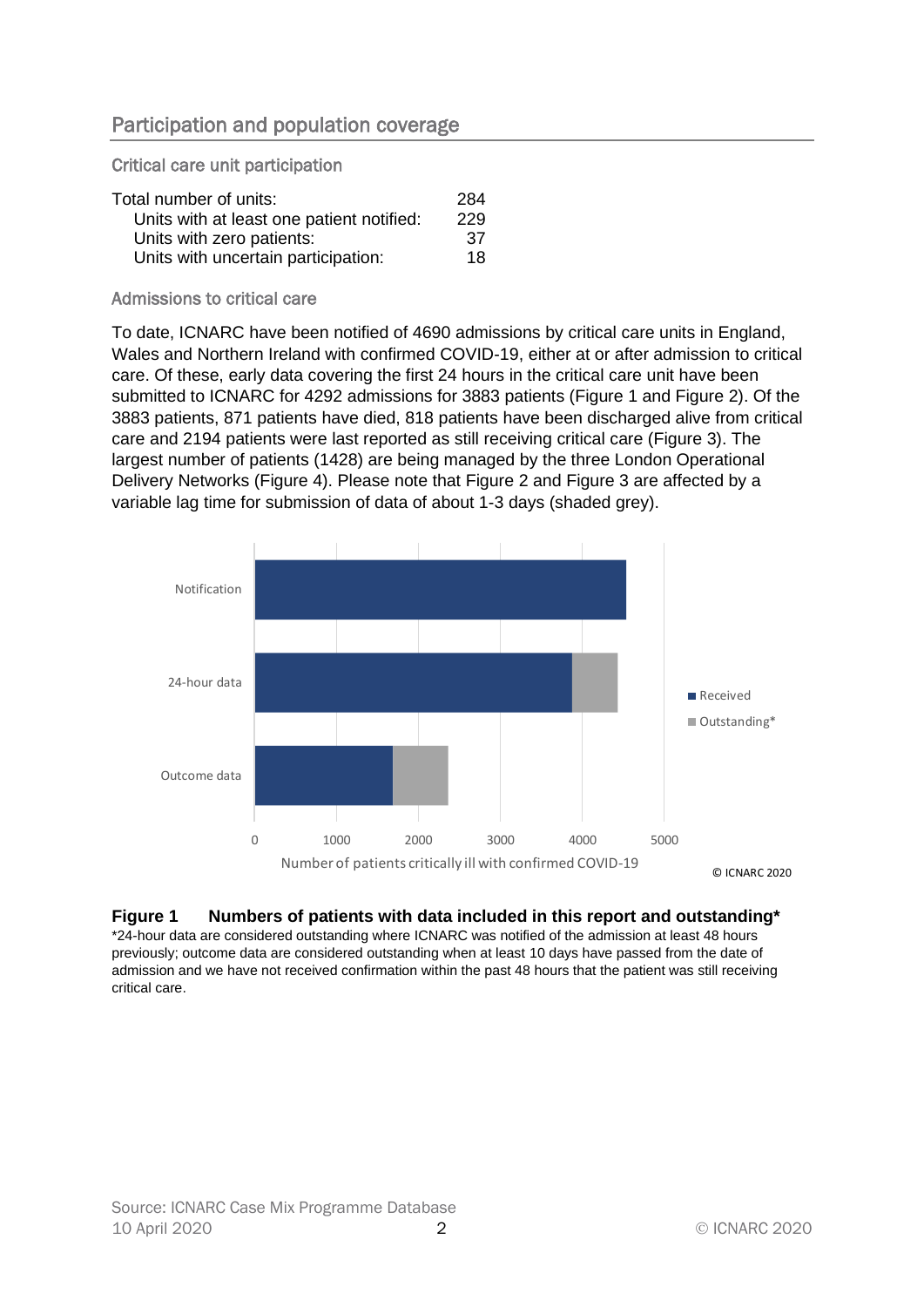## Participation and population coverage

### Critical care unit participation

| Total number of units: | 284 |
|---|---|
| Units with at least one patient notified: | 229 |
| Units with zero patients: | 37 |
| Units with uncertain participation: | 18 |

### Admissions to critical care

To date, ICNARC have been notified of 4690 admissions by critical care units in England, Wales and Northern Ireland with confirmed COVID-19, either at or after admission to critical care. Of these, early data covering the first 24 hours in the critical care unit have been submitted to ICNARC for 4292 admissions for 3883 patients (Figure 1 and Figure 2). Of the 3883 patients, 871 patients have died, 818 patients have been discharged alive from critical care and 2194 patients were last reported as still receiving critical care (Figure 3). The largest number of patients (1428) are being managed by the three London Operational Delivery Networks (Figure 4). Please note that Figure 2 and Figure 3 are affected by a variable lag time for submission of data of about 1-3 days (shaded grey).

**Figure 1 Numbers of patients with data included in this report and outstanding***

*24-hour data are considered outstanding where ICNARC was notified of the admission at least 48 hours previously; outcome data are considered outstanding when at least 10 days have passed from the date of admission and we have not received confirmation within the past 48 hours that the patient was still receiving critical care.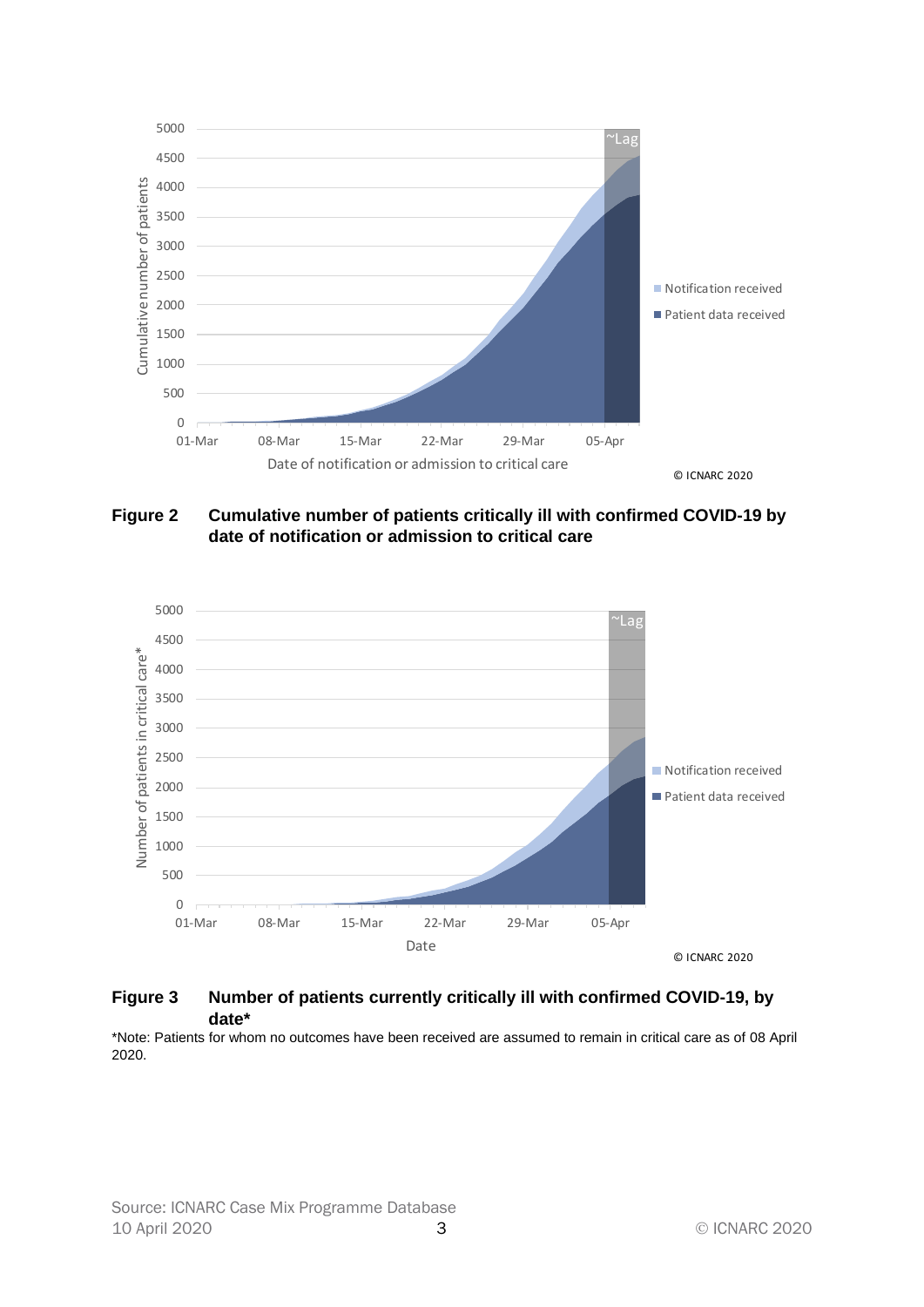**Figure 2** **Cumulative number of patients critically ill with confirmed COVID-19 by date of notification or admission to critical care**

**Figure 3** **Number of patients currently critically ill with confirmed COVID-19, by date***

*Note: Patients for whom no outcomes have been received are assumed to remain in critical care as of 08 April 2020.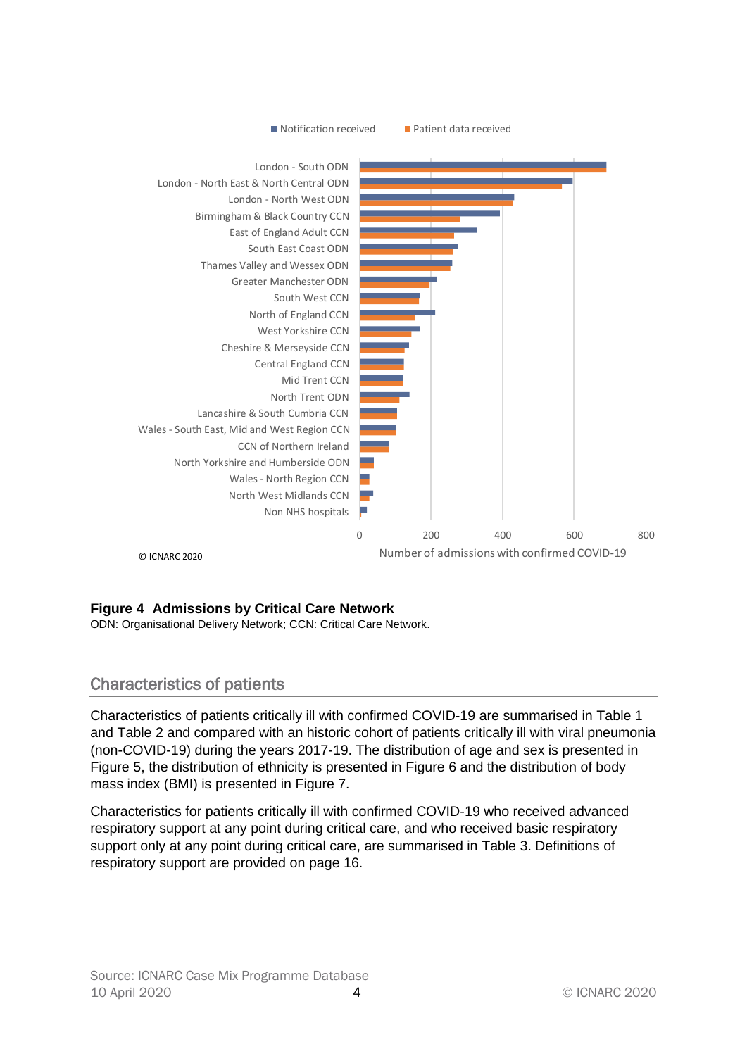Notification received   Patient data received

London - South ODN
London - North East & North Central ODN
London - North West ODN
Birmingham & Black Country CCN
East of England Adult CCN
South East Coast ODN
Thames Valley and Wessex ODN
Greater Manchester ODN
South West CCN
North of England CCN
West Yorkshire CCN
Cheshire & Merseyside CCN
Central England CCN
Mid Trent CCN
North Trent ODN
Lancashire & South Cumbria CCN
Wales - South East, Mid and West Region CCN
CCN of Northern Ireland
North Yorkshire and Humberside ODN
Wales - North Region CCN
North West Midlands CCN
Non NHS hospitals

0   200   400   600   800

Number of admissions with confirmed COVID-19

© ICNARC 2020

**Figure 4 Admissions by Critical Care Network**
ODN: Organisational Delivery Network; CCN: Critical Care Network.

## Characteristics of patients

Characteristics of patients critically ill with confirmed COVID-19 are summarised in Table 1 and Table 2 and compared with an historic cohort of patients critically ill with viral pneumonia (non-COVID-19) during the years 2017-19. The distribution of age and sex is presented in Figure 5, the distribution of ethnicity is presented in Figure 6 and the distribution of body mass index (BMI) is presented in Figure 7.

Characteristics for patients critically ill with confirmed COVID-19 who received advanced respiratory support at any point during critical care, and who received basic respiratory support only at any point during critical care, are summarised in Table 3. Definitions of respiratory support are provided on page 16.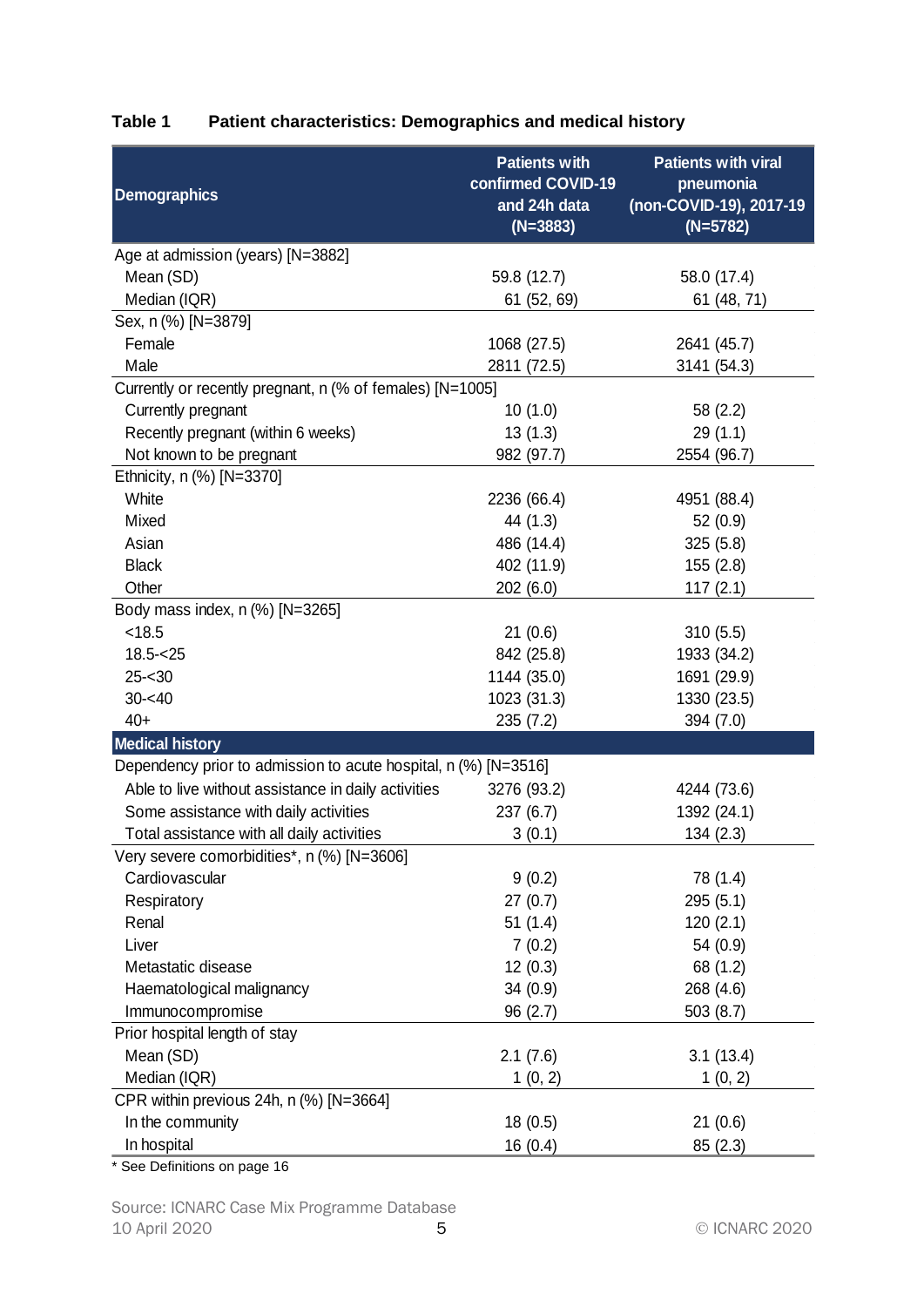**Table 1 Patient characteristics: Demographics and medical history**

| Demographics | Patients with confirmed COVID-19 and 24h data (N=3883) | Patients with viral pneumonia (non-COVID-19), 2017-19 (N=5782) |
|---|---|---|
| Age at admission (years) [N=3882] | | |
| Mean (SD) | 59.8 (12.7) | 58.0 (17.4) |
| Median (IQR) | 61 (52, 69) | 61 (48, 71) |
| Sex, n (%) [N=3879] | | |
| Female | 1068 (27.5) | 2641 (45.7) |
| Male | 2811 (72.5) | 3141 (54.3) |
| Currently or recently pregnant, n (% of females) [N=1005] | | |
| Currently pregnant | 10 (1.0) | 58 (2.2) |
| Recently pregnant (within 6 weeks) | 13 (1.3) | 29 (1.1) |
| Not known to be pregnant | 982 (97.7) | 2554 (96.7) |
| Ethnicity, n (%) [N=3370] | | |
| White | 2236 (66.4) | 4951 (88.4) |
| Mixed | 44 (1.3) | 52 (0.9) |
| Asian | 486 (14.4) | 325 (5.8) |
| Black | 402 (11.9) | 155 (2.8) |
| Other | 202 (6.0) | 117 (2.1) |
| Body mass index, n (%) [N=3265] | | |
| <18.5 | 21 (0.6) | 310 (5.5) |
| 18.5-<25 | 842 (25.8) | 1933 (34.2) |
| 25-<30 | 1144 (35.0) | 1691 (29.9) |
| 30-<40 | 1023 (31.3) | 1330 (23.5) |
| 40+ | 235 (7.2) | 394 (7.0) |
| **Medical history** | | |
| Dependency prior to admission to acute hospital, n (%) [N=3516] | | |
| Able to live without assistance in daily activities | 3276 (93.2) | 4244 (73.6) |
| Some assistance with daily activities | 237 (6.7) | 1392 (24.1) |
| Total assistance with all daily activities | 3 (0.1) | 134 (2.3) |
| Very severe comorbidities*, n (%) [N=3606] | | |
| Cardiovascular | 9 (0.2) | 78 (1.4) |
| Respiratory | 27 (0.7) | 295 (5.1) |
| Renal | 51 (1.4) | 120 (2.1) |
| Liver | 7 (0.2) | 54 (0.9) |
| Metastatic disease | 12 (0.3) | 68 (1.2) |
| Haematological malignancy | 34 (0.9) | 268 (4.6) |
| Immunocompromise | 96 (2.7) | 503 (8.7) |
| Prior hospital length of stay | | |
| Mean (SD) | 2.1 (7.6) | 3.1 (13.4) |
| Median (IQR) | 1 (0, 2) | 1 (0, 2) |
| CPR within previous 24h, n (%) [N=3664] | | |
| In the community | 18 (0.5) | 21 (0.6) |
| In hospital | 16 (0.4) | 85 (2.3) |

\* See Definitions on page 16

Source: ICNARC Case Mix Programme Database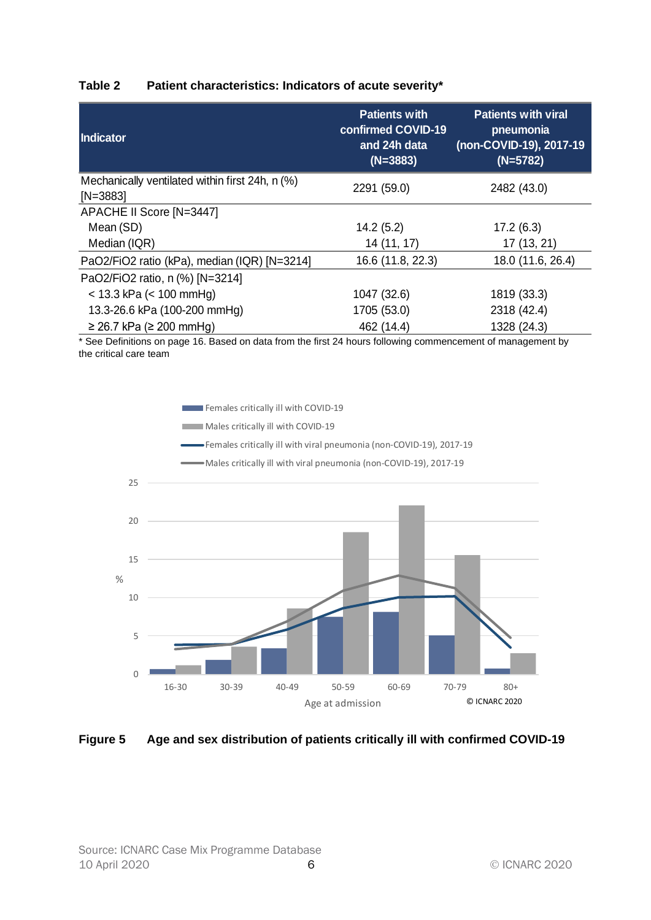**Table 2 Patient characteristics: Indicators of acute severity***

| Indicator | Patients with confirmed COVID-19 and 24h data (N=3883) | Patients with viral pneumonia (non-COVID-19), 2017-19 (N=5782) |
|---|---|---|
| Mechanically ventilated within first 24h, n (%) [N=3883] | 2291 (59.0) | 2482 (43.0) |
| APACHE II Score [N=3447] | | |
| Mean (SD) | 14.2 (5.2) | 17.2 (6.3) |
| Median (IQR) | 14 (11, 17) | 17 (13, 21) |
| PaO2/FiO2 ratio (kPa), median (IQR) [N=3214] | 16.6 (11.8, 22.3) | 18.0 (11.6, 26.4) |
| PaO2/FiO2 ratio, n (%) [N=3214] | | |
| < 13.3 kPa (< 100 mmHg) | 1047 (32.6) | 1819 (33.3) |
| 13.3-26.6 kPa (100-200 mmHg) | 1705 (53.0) | 2318 (42.4) |
| ≥ 26.7 kPa (≥ 200 mmHg) | 462 (14.4) | 1328 (24.3) |

* See Definitions on page 16. Based on data from the first 24 hours following commencement of management by the critical care team

**Figure 5 Age and sex distribution of patients critically ill with confirmed COVID-19**

Source: ICNARC Case Mix Programme Database
10 April 2020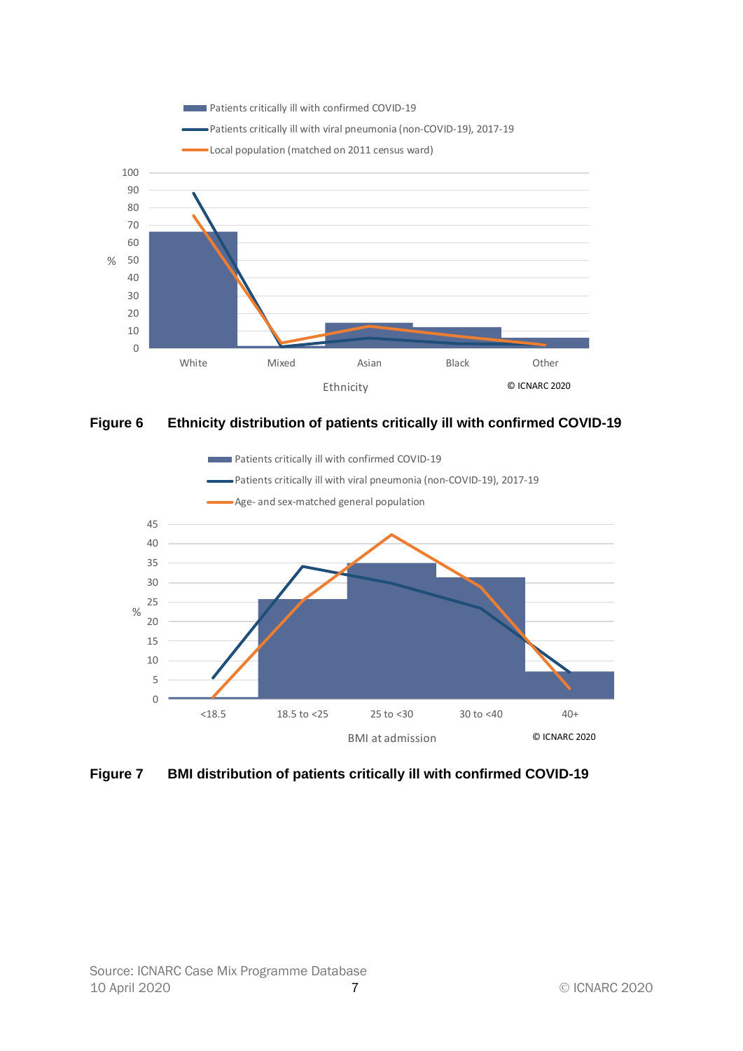Figure 6 Ethnicity distribution of patients critically ill with confirmed COVID-19

Figure 7 BMI distribution of patients critically ill with confirmed COVID-19

Source: ICNARC Case Mix Programme Database
10 April 2020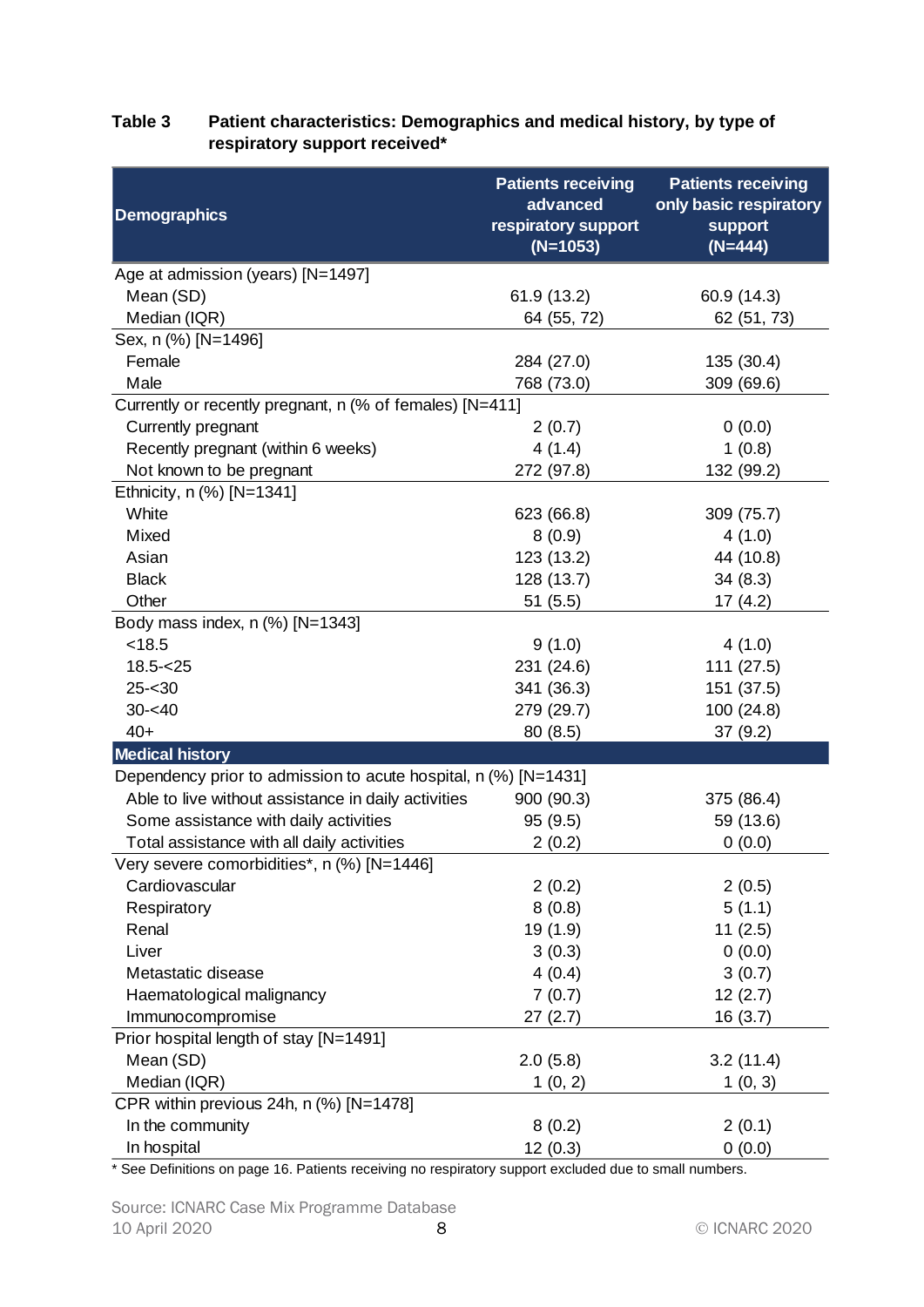**Table 3 Patient characteristics: Demographics and medical history, by type of respiratory support received***

| Demographics | Patients receiving advanced respiratory support (N=1053) | Patients receiving only basic respiratory support (N=444) |
|---|---|---|
| Age at admission (years) [N=1497] | | |
| Mean (SD) | 61.9 (13.2) | 60.9 (14.3) |
| Median (IQR) | 64 (55, 72) | 62 (51, 73) |
| Sex, n (%) [N=1496] | | |
| Female | 284 (27.0) | 135 (30.4) |
| Male | 768 (73.0) | 309 (69.6) |
| Currently or recently pregnant, n (% of females) [N=411] | | |
| Currently pregnant | 2 (0.7) | 0 (0.0) |
| Recently pregnant (within 6 weeks) | 4 (1.4) | 1 (0.8) |
| Not known to be pregnant | 272 (97.8) | 132 (99.2) |
| Ethnicity, n (%) [N=1341] | | |
| White | 623 (66.8) | 309 (75.7) |
| Mixed | 8 (0.9) | 4 (1.0) |
| Asian | 123 (13.2) | 44 (10.8) |
| Black | 128 (13.7) | 34 (8.3) |
| Other | 51 (5.5) | 17 (4.2) |
| Body mass index, n (%) [N=1343] | | |
| <18.5 | 9 (1.0) | 4 (1.0) |
| 18.5-<25 | 231 (24.6) | 111 (27.5) |
| 25-<30 | 341 (36.3) | 151 (37.5) |
| 30-<40 | 279 (29.7) | 100 (24.8) |
| 40+ | 80 (8.5) | 37 (9.2) |
| **Medical history** | | |
| Dependency prior to admission to acute hospital, n (%) [N=1431] | | |
| Able to live without assistance in daily activities | 900 (90.3) | 375 (86.4) |
| Some assistance with daily activities | 95 (9.5) | 59 (13.6) |
| Total assistance with all daily activities | 2 (0.2) | 0 (0.0) |
| Very severe comorbidities*, n (%) [N=1446] | | |
| Cardiovascular | 2 (0.2) | 2 (0.5) |
| Respiratory | 8 (0.8) | 5 (1.1) |
| Renal | 19 (1.9) | 11 (2.5) |
| Liver | 3 (0.3) | 0 (0.0) |
| Metastatic disease | 4 (0.4) | 3 (0.7) |
| Haematological malignancy | 7 (0.7) | 12 (2.7) |
| Immunocompromise | 27 (2.7) | 16 (3.7) |
| Prior hospital length of stay [N=1491] | | |
| Mean (SD) | 2.0 (5.8) | 3.2 (11.4) |
| Median (IQR) | 1 (0, 2) | 1 (0, 3) |
| CPR within previous 24h, n (%) [N=1478] | | |
| In the community | 8 (0.2) | 2 (0.1) |
| In hospital | 12 (0.3) | 0 (0.0) |

* See Definitions on page 16. Patients receiving no respiratory support excluded due to small numbers.

Source: ICNARC Case Mix Programme Database
10 April 2020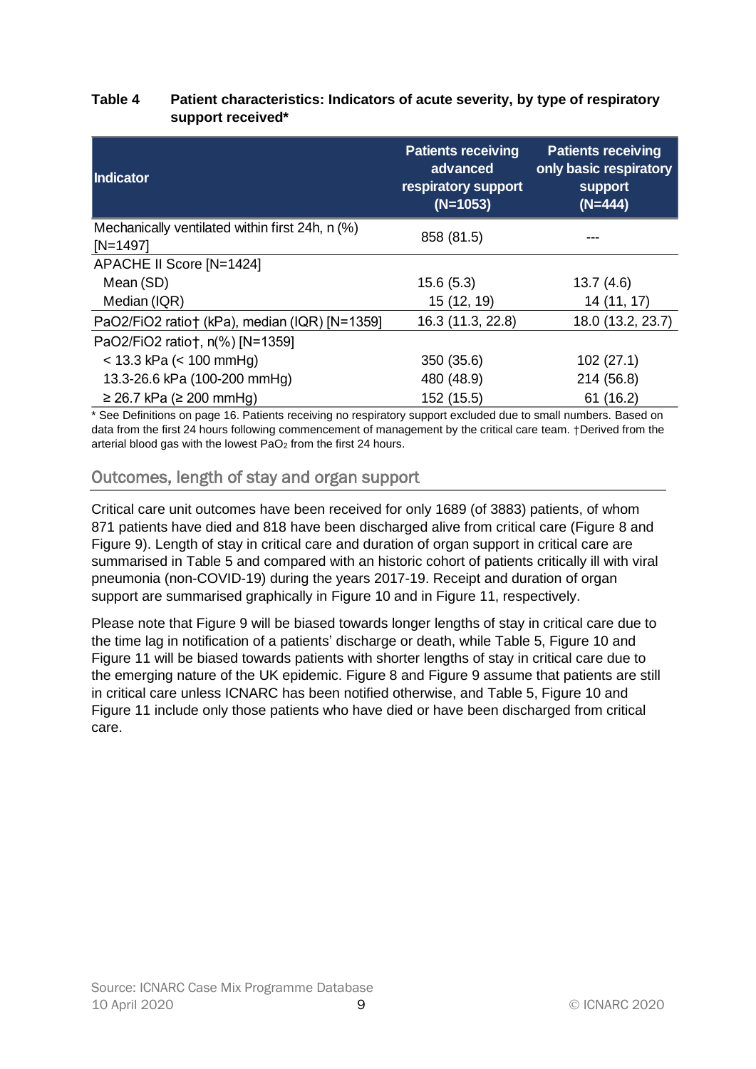**Table 4 Patient characteristics: Indicators of acute severity, by type of respiratory support received***

| Indicator | Patients receiving advanced respiratory support (N=1053) | Patients receiving only basic respiratory support (N=444) |
|---|---|---|
| Mechanically ventilated within first 24h, n (%) [N=1497] | 858 (81.5) | --- |
| APACHE II Score [N=1424] | | |
| Mean (SD) | 15.6 (5.3) | 13.7 (4.6) |
| Median (IQR) | 15 (12, 19) | 14 (11, 17) |
| PaO2/FiO2 ratio† (kPa), median (IQR) [N=1359] | 16.3 (11.3, 22.8) | 18.0 (13.2, 23.7) |
| PaO2/FiO2 ratio†, n(%) [N=1359] | | |
| < 13.3 kPa (< 100 mmHg) | 350 (35.6) | 102 (27.1) |
| 13.3-26.6 kPa (100-200 mmHg) | 480 (48.9) | 214 (56.8) |
| ≥ 26.7 kPa (≥ 200 mmHg) | 152 (15.5) | 61 (16.2) |

* See Definitions on page 16. Patients receiving no respiratory support excluded due to small numbers. Based on data from the first 24 hours following commencement of management by the critical care team. †Derived from the arterial blood gas with the lowest $PaO_2$ from the first 24 hours.

## Outcomes, length of stay and organ support

Critical care unit outcomes have been received for only 1689 (of 3883) patients, of whom 871 patients have died and 818 have been discharged alive from critical care (Figure 8 and Figure 9). Length of stay in critical care and duration of organ support in critical care are summarised in Table 5 and compared with an historic cohort of patients critically ill with viral pneumonia (non-COVID-19) during the years 2017-19. Receipt and duration of organ support are summarised graphically in Figure 10 and in Figure 11, respectively.

Please note that Figure 9 will be biased towards longer lengths of stay in critical care due to the time lag in notification of a patients' discharge or death, while Table 5, Figure 10 and Figure 11 will be biased towards patients with shorter lengths of stay in critical care due to the emerging nature of the UK epidemic. Figure 8 and Figure 9 assume that patients are still in critical care unless ICNARC has been notified otherwise, and Table 5, Figure 10 and Figure 11 include only those patients who have died or have been discharged from critical care.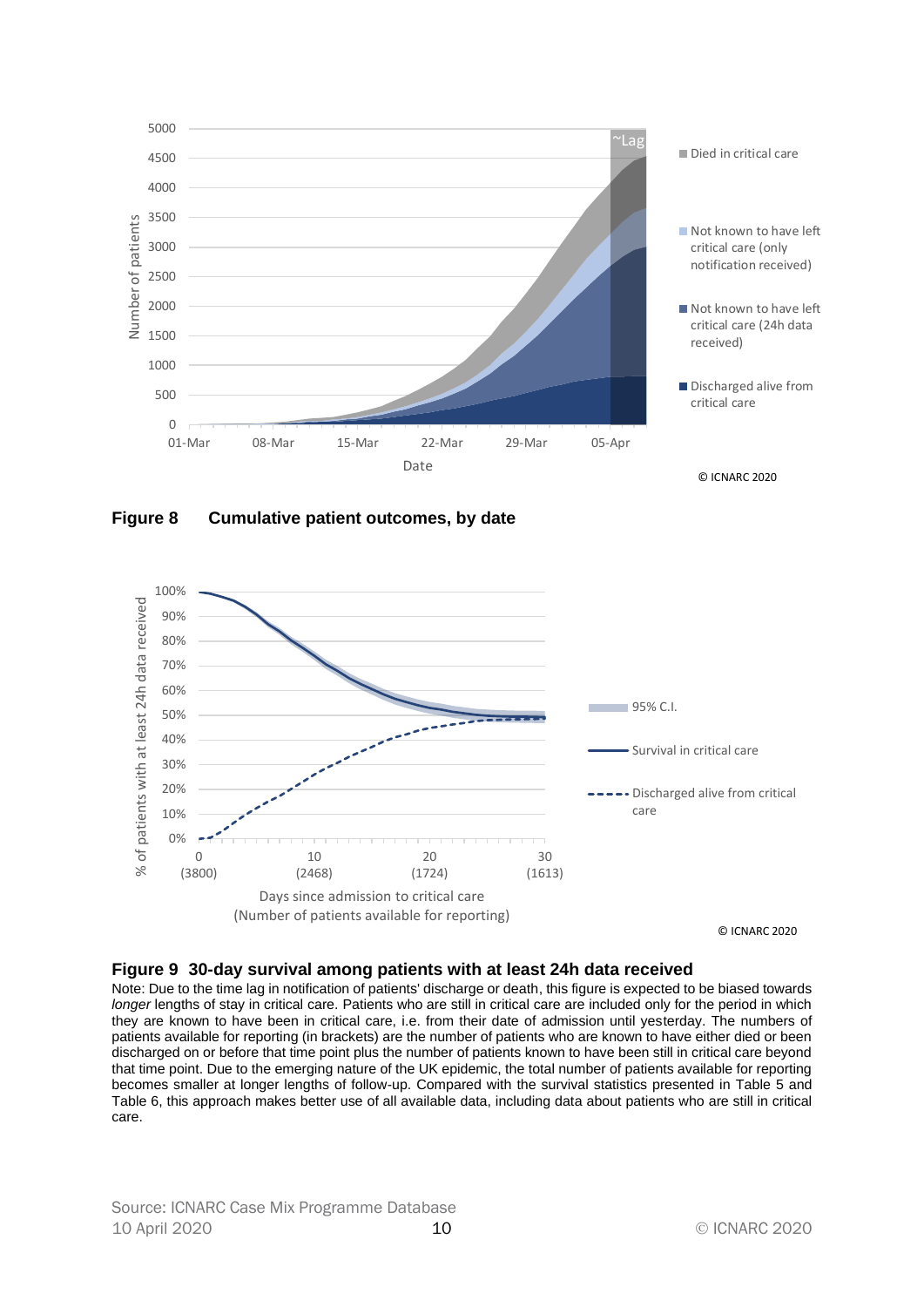**Figure 8 Cumulative patient outcomes, by date**

**Figure 9 30-day survival among patients with at least 24h data received**

Note: Due to the time lag in notification of patients' discharge or death, this figure is expected to be biased towards *longer* lengths of stay in critical care. Patients who are still in critical care are included only for the period in which they are known to have been in critical care, i.e. from their date of admission until yesterday. The numbers of patients available for reporting (in brackets) are the number of patients who are known to have either died or been discharged on or before that time point plus the number of patients known to have been still in critical care beyond that time point. Due to the emerging nature of the UK epidemic, the total number of patients available for reporting becomes smaller at longer lengths of follow-up. Compared with the survival statistics presented in Table 5 and Table 6, this approach makes better use of all available data, including data about patients who are still in critical care.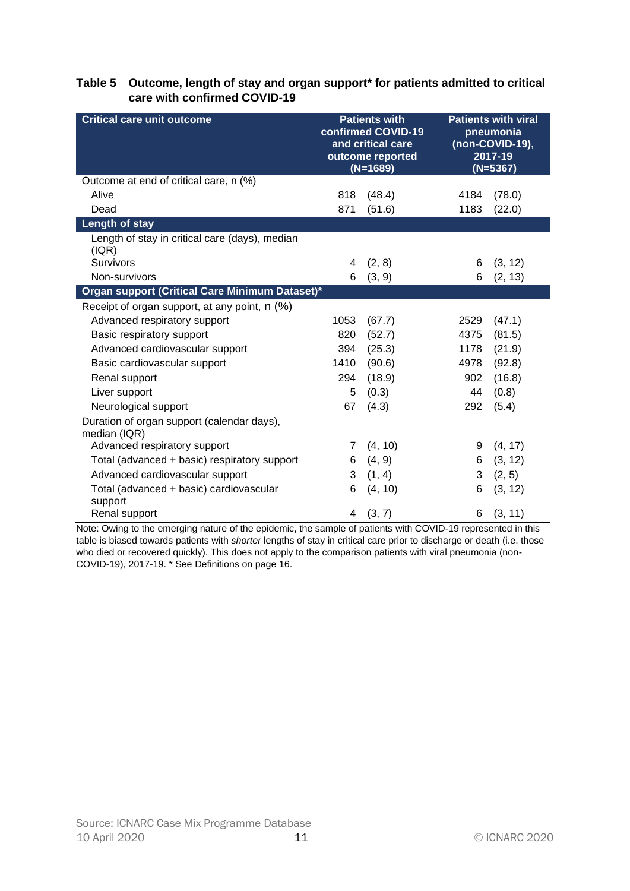**Table 5 Outcome, length of stay and organ support* for patients admitted to critical care with confirmed COVID-19**

| Critical care unit outcome | Patients with confirmed COVID-19 and critical care outcome reported (N=1689) | | Patients with viral pneumonia (non-COVID-19), 2017-19 (N=5367) | |
|---|---|---|---|---|
| Outcome at end of critical care, n (%) | | | | |
| Alive | 818 | (48.4) | 4184 | (78.0) |
| Dead | 871 | (51.6) | 1183 | (22.0) |
| **Length of stay** | | | | |
| Length of stay in critical care (days), median (IQR) | | | | |
| Survivors | 4 | (2, 8) | 6 | (3, 12) |
| Non-survivors | 6 | (3, 9) | 6 | (2, 13) |
| **Organ support (Critical Care Minimum Dataset)*** | | | | |
| Receipt of organ support, at any point, n (%) | | | | |
| Advanced respiratory support | 1053 | (67.7) | 2529 | (47.1) |
| Basic respiratory support | 820 | (52.7) | 4375 | (81.5) |
| Advanced cardiovascular support | 394 | (25.3) | 1178 | (21.9) |
| Basic cardiovascular support | 1410 | (90.6) | 4978 | (92.8) |
| Renal support | 294 | (18.9) | 902 | (16.8) |
| Liver support | 5 | (0.3) | 44 | (0.8) |
| Neurological support | 67 | (4.3) | 292 | (5.4) |
| Duration of organ support (calendar days), median (IQR) | | | | |
| Advanced respiratory support | 7 | (4, 10) | 9 | (4, 17) |
| Total (advanced + basic) respiratory support | 6 | (4, 9) | 6 | (3, 12) |
| Advanced cardiovascular support | 3 | (1, 4) | 3 | (2, 5) |
| Total (advanced + basic) cardiovascular support | 6 | (4, 10) | 6 | (3, 12) |
| Renal support | 4 | (3, 7) | 6 | (3, 11) |

Note: Owing to the emerging nature of the epidemic, the sample of patients with COVID-19 represented in this table is biased towards patients with *shorter* lengths of stay in critical care prior to discharge or death (i.e. those who died or recovered quickly). This does not apply to the comparison patients with viral pneumonia (non-COVID-19), 2017-19. * See Definitions on page 16.

Source: ICNARC Case Mix Programme Database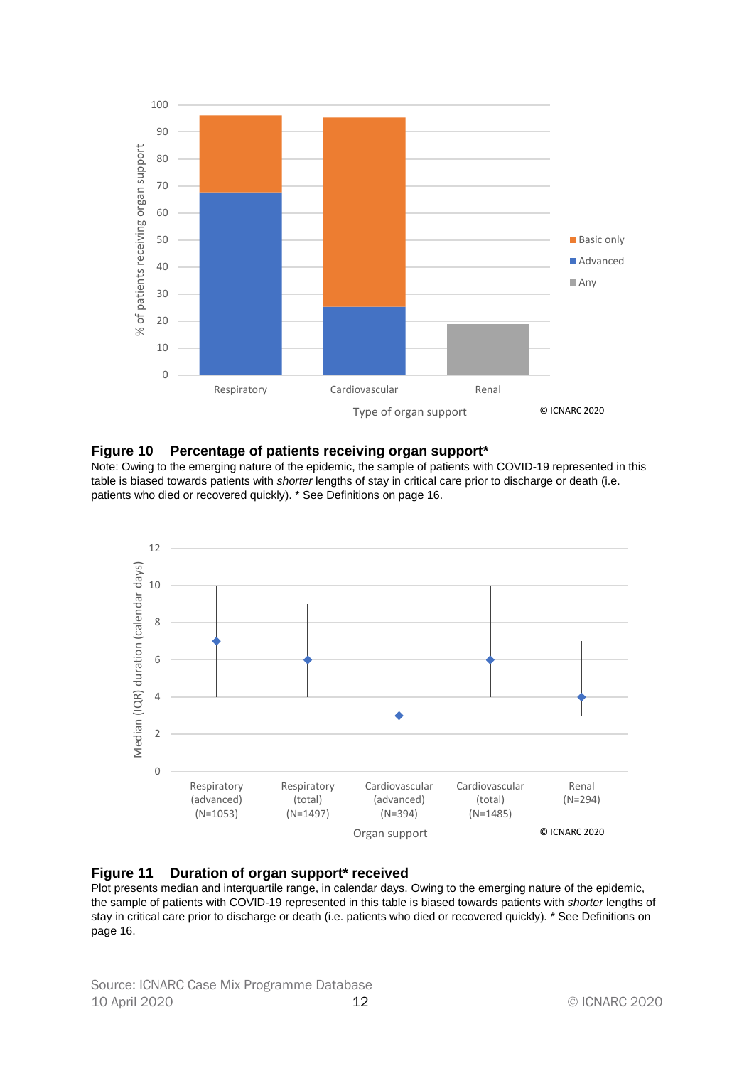**Figure 10 Percentage of patients receiving organ support***

Note: Owing to the emerging nature of the epidemic, the sample of patients with COVID-19 represented in this table is biased towards patients with *shorter* lengths of stay in critical care prior to discharge or death (i.e. patients who died or recovered quickly). * See Definitions on page 16.

**Figure 11 Duration of organ support* received**

Plot presents median and interquartile range, in calendar days. Owing to the emerging nature of the epidemic, the sample of patients with COVID-19 represented in this table is biased towards patients with *shorter* lengths of stay in critical care prior to discharge or death (i.e. patients who died or recovered quickly). * See Definitions on page 16.

Source: ICNARC Case Mix Programme Database
10 April 2020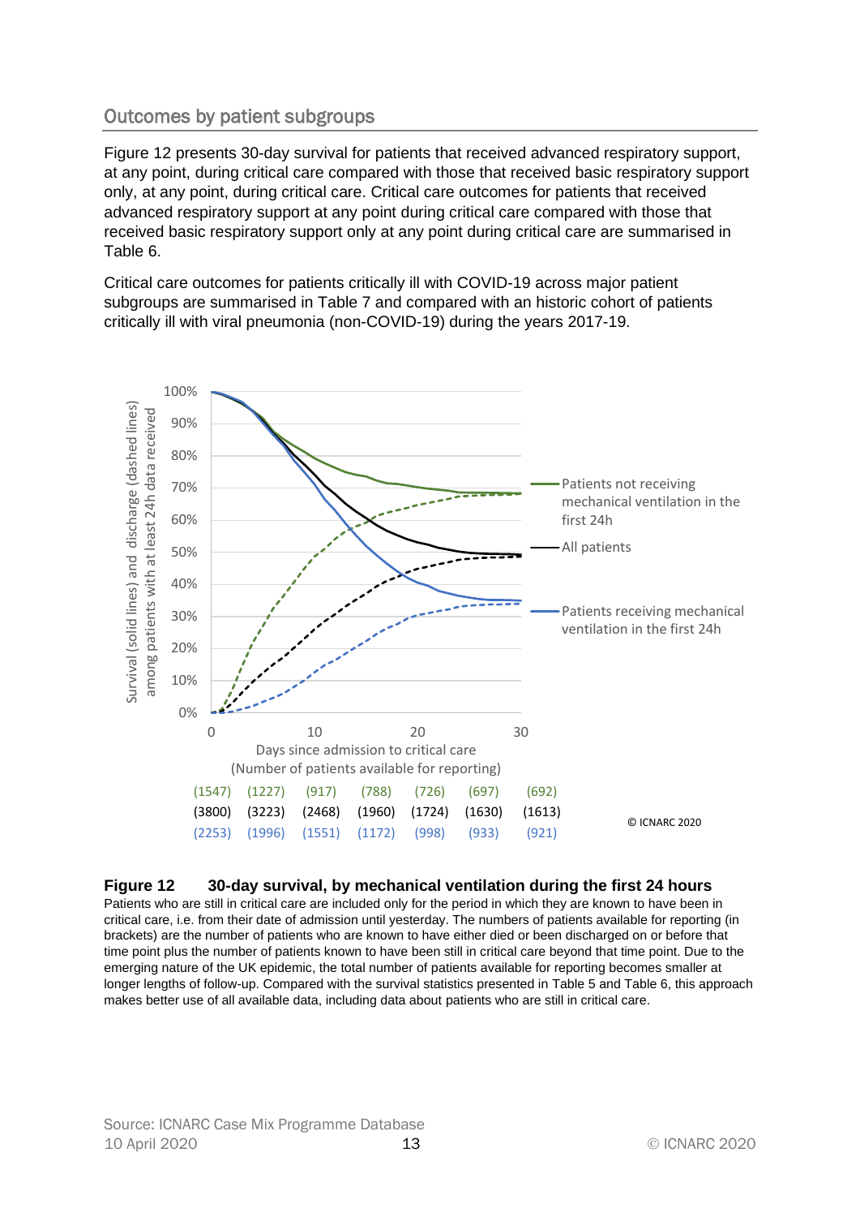## Outcomes by patient subgroups

Figure 12 presents 30-day survival for patients that received advanced respiratory support, at any point, during critical care compared with those that received basic respiratory support only, at any point, during critical care. Critical care outcomes for patients that received advanced respiratory support at any point during critical care compared with those that received basic respiratory support only at any point during critical care are summarised in Table 6.

Critical care outcomes for patients critically ill with COVID-19 across major patient subgroups are summarised in Table 7 and compared with an historic cohort of patients critically ill with viral pneumonia (non-COVID-19) during the years 2017-19.

**Figure 12 30-day survival, by mechanical ventilation during the first 24 hours**

Patients who are still in critical care are included only for the period in which they are known to have been in critical care, i.e. from their date of admission until yesterday. The numbers of patients available for reporting (in brackets) are the number of patients who are known to have either died or been discharged on or before that time point plus the number of patients known to have been still in critical care beyond that time point. Due to the emerging nature of the UK epidemic, the total number of patients available for reporting becomes smaller at longer lengths of follow-up. Compared with the survival statistics presented in Table 5 and Table 6, this approach makes better use of all available data, including data about patients who are still in critical care.

Source: ICNARC Case Mix Programme Database
10 April 2020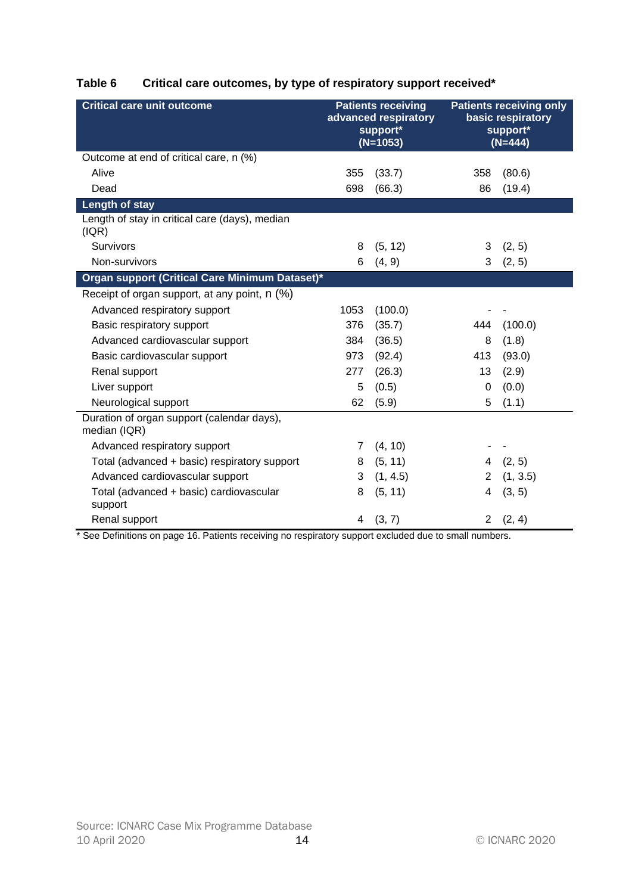**Table 6 Critical care outcomes, by type of respiratory support received***

| Critical care unit outcome | Patients receiving advanced respiratory support* (N=1053) | | Patients receiving only basic respiratory support* (N=444) | |
|---|---|---|---|---|
| Outcome at end of critical care, n (%) | | | | |
| Alive | 355 | (33.7) | 358 | (80.6) |
| Dead | 698 | (66.3) | 86 | (19.4) |
| **Length of stay** | | | | |
| Length of stay in critical care (days), median (IQR) | | | | |
| Survivors | 8 | (5, 12) | 3 | (2, 5) |
| Non-survivors | 6 | (4, 9) | 3 | (2, 5) |
| **Organ support (Critical Care Minimum Dataset)*** | | | | |
| Receipt of organ support, at any point, n (%) | | | | |
| Advanced respiratory support | 1053 | (100.0) | - | - |
| Basic respiratory support | 376 | (35.7) | 444 | (100.0) |
| Advanced cardiovascular support | 384 | (36.5) | 8 | (1.8) |
| Basic cardiovascular support | 973 | (92.4) | 413 | (93.0) |
| Renal support | 277 | (26.3) | 13 | (2.9) |
| Liver support | 5 | (0.5) | 0 | (0.0) |
| Neurological support | 62 | (5.9) | 5 | (1.1) |
| Duration of organ support (calendar days), median (IQR) | | | | |
| Advanced respiratory support | 7 | (4, 10) | - | - |
| Total (advanced + basic) respiratory support | 8 | (5, 11) | 4 | (2, 5) |
| Advanced cardiovascular support | 3 | (1, 4.5) | 2 | (1, 3.5) |
| Total (advanced + basic) cardiovascular support | 8 | (5, 11) | 4 | (3, 5) |
| Renal support | 4 | (3, 7) | 2 | (2, 4) |

* See Definitions on page 16. Patients receiving no respiratory support excluded due to small numbers.

Source: ICNARC Case Mix Programme Database
10 April 2020

© ICNARC 2020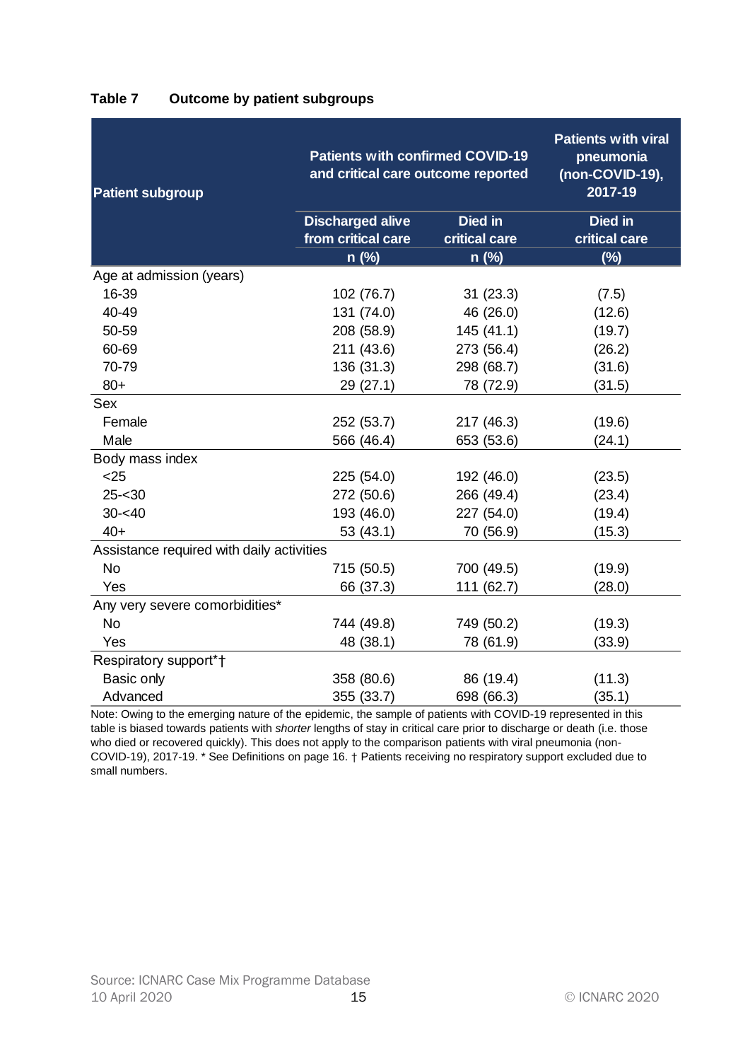**Table 7 Outcome by patient subgroups**

| Patient subgroup | Patients with confirmed COVID-19 and critical care outcome reported | | Patients with viral pneumonia (non-COVID-19), 2017-19 |
|---|---|---|---|
| | Discharged alive from critical care n (%) | Died in critical care n (%) | Died in critical care (%) |
| **Age at admission (years)** | | | |
| 16-39 | 102 (76.7) | 31 (23.3) | (7.5) |
| 40-49 | 131 (74.0) | 46 (26.0) | (12.6) |
| 50-59 | 208 (58.9) | 145 (41.1) | (19.7) |
| 60-69 | 211 (43.6) | 273 (56.4) | (26.2) |
| 70-79 | 136 (31.3) | 298 (68.7) | (31.6) |
| 80+ | 29 (27.1) | 78 (72.9) | (31.5) |
| **Sex** | | | |
| Female | 252 (53.7) | 217 (46.3) | (19.6) |
| Male | 566 (46.4) | 653 (53.6) | (24.1) |
| **Body mass index** | | | |
| <25 | 225 (54.0) | 192 (46.0) | (23.5) |
| 25-<30 | 272 (50.6) | 266 (49.4) | (23.4) |
| 30-<40 | 193 (46.0) | 227 (54.0) | (19.4) |
| 40+ | 53 (43.1) | 70 (56.9) | (15.3) |
| **Assistance required with daily activities** | | | |
| No | 715 (50.5) | 700 (49.5) | (19.9) |
| Yes | 66 (37.3) | 111 (62.7) | (28.0) |
| **Any very severe comorbidities*** | | | |
| No | 744 (49.8) | 749 (50.2) | (19.3) |
| Yes | 48 (38.1) | 78 (61.9) | (33.9) |
| **Respiratory support*†** | | | |
| Basic only | 358 (80.6) | 86 (19.4) | (11.3) |
| Advanced | 355 (33.7) | 698 (66.3) | (35.1) |

Note: Owing to the emerging nature of the epidemic, the sample of patients with COVID-19 represented in this table is biased towards patients with *shorter* lengths of stay in critical care prior to discharge or death (i.e. those who died or recovered quickly). This does not apply to the comparison patients with viral pneumonia (non-COVID-19), 2017-19. * See Definitions on page 16. † Patients receiving no respiratory support excluded due to small numbers.

Source: ICNARC Case Mix Programme Database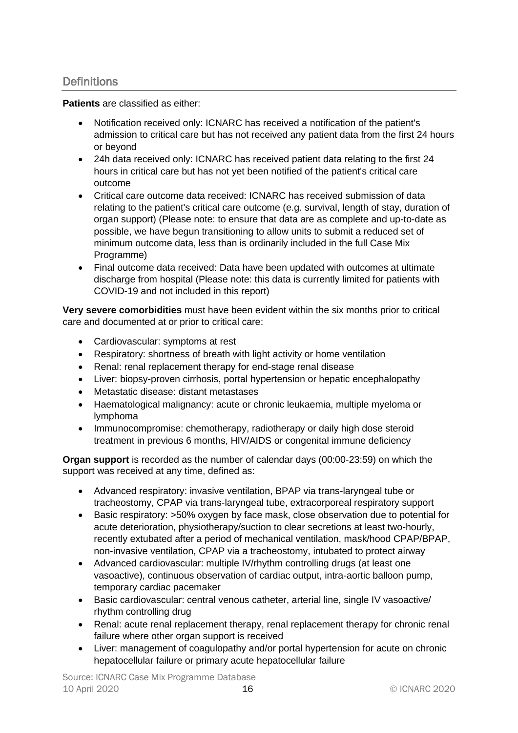## Definitions

**Patients** are classified as either:

- Notification received only: ICNARC has received a notification of the patient's admission to critical care but has not received any patient data from the first 24 hours or beyond
- 24h data received only: ICNARC has received patient data relating to the first 24 hours in critical care but has not yet been notified of the patient's critical care outcome
- Critical care outcome data received: ICNARC has received submission of data relating to the patient's critical care outcome (e.g. survival, length of stay, duration of organ support) (Please note: to ensure that data are as complete and up-to-date as possible, we have begun transitioning to allow units to submit a reduced set of minimum outcome data, less than is ordinarily included in the full Case Mix Programme)
- Final outcome data received: Data have been updated with outcomes at ultimate discharge from hospital (Please note: this data is currently limited for patients with COVID-19 and not included in this report)

**Very severe comorbidities** must have been evident within the six months prior to critical care and documented at or prior to critical care:

- Cardiovascular: symptoms at rest
- Respiratory: shortness of breath with light activity or home ventilation
- Renal: renal replacement therapy for end-stage renal disease
- Liver: biopsy-proven cirrhosis, portal hypertension or hepatic encephalopathy
- Metastatic disease: distant metastases
- Haematological malignancy: acute or chronic leukaemia, multiple myeloma or lymphoma
- Immunocompromise: chemotherapy, radiotherapy or daily high dose steroid treatment in previous 6 months, HIV/AIDS or congenital immune deficiency

**Organ support** is recorded as the number of calendar days (00:00-23:59) on which the support was received at any time, defined as:

- Advanced respiratory: invasive ventilation, BPAP via trans-laryngeal tube or tracheostomy, CPAP via trans-laryngeal tube, extracorporeal respiratory support
- Basic respiratory: >50% oxygen by face mask, close observation due to potential for acute deterioration, physiotherapy/suction to clear secretions at least two-hourly, recently extubated after a period of mechanical ventilation, mask/hood CPAP/BPAP, non-invasive ventilation, CPAP via a tracheostomy, intubated to protect airway
- Advanced cardiovascular: multiple IV/rhythm controlling drugs (at least one vasoactive), continuous observation of cardiac output, intra-aortic balloon pump, temporary cardiac pacemaker
- Basic cardiovascular: central venous catheter, arterial line, single IV vasoactive/ rhythm controlling drug
- Renal: acute renal replacement therapy, renal replacement therapy for chronic renal failure where other organ support is received
- Liver: management of coagulopathy and/or portal hypertension for acute on chronic hepatocellular failure or primary acute hepatocellular failure

Source: ICNARC Case Mix Programme Database
10 April 2020 © ICNARC 2020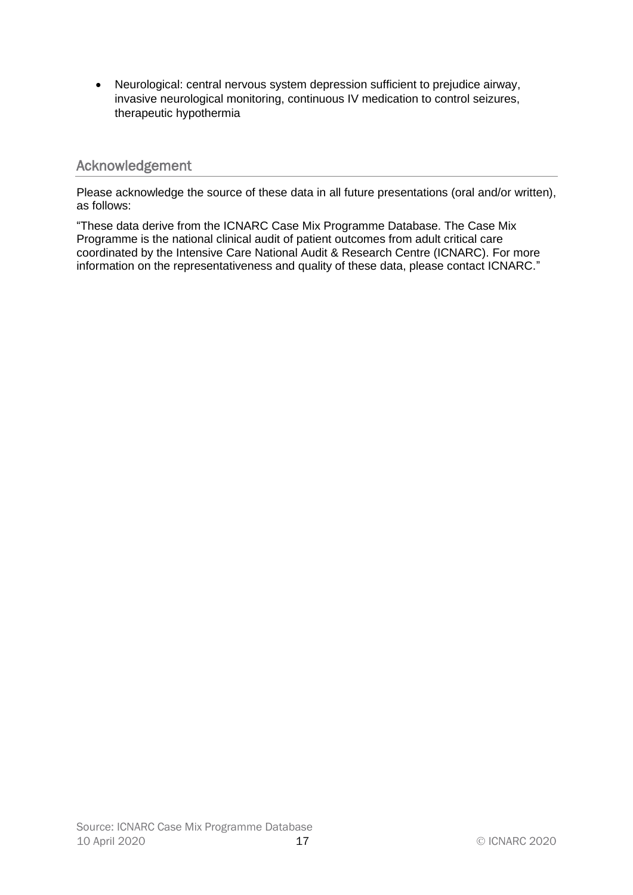- Neurological: central nervous system depression sufficient to prejudice airway, invasive neurological monitoring, continuous IV medication to control seizures, therapeutic hypothermia

## Acknowledgement

Please acknowledge the source of these data in all future presentations (oral and/or written), as follows:

"These data derive from the ICNARC Case Mix Programme Database. The Case Mix Programme is the national clinical audit of patient outcomes from adult critical care coordinated by the Intensive Care National Audit & Research Centre (ICNARC). For more information on the representativeness and quality of these data, please contact ICNARC."